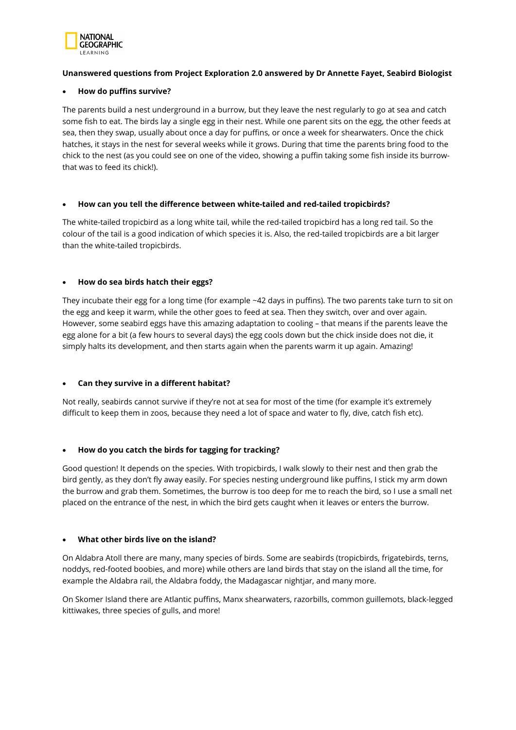**Unanswered questions from Project Exploration 2.0 answered by Dr Annette Fayet, Seabird Biologist**

- **How do puffins survive?**

The parents build a nest underground in a burrow, but they leave the nest regularly to go at sea and catch some fish to eat. The birds lay a single egg in their nest. While one parent sits on the egg, the other feeds at sea, then they swap, usually about once a day for puffins, or once a week for shearwaters. Once the chick hatches, it stays in the nest for several weeks while it grows. During that time the parents bring food to the chick to the nest (as you could see on one of the video, showing a puffin taking some fish inside its burrow- that was to feed its chick!).

- **How can you tell the difference between white-tailed and red-tailed tropicbirds?**

The white-tailed tropicbird as a long white tail, while the red-tailed tropicbird has a long red tail. So the colour of the tail is a good indication of which species it is. Also, the red-tailed tropicbirds are a bit larger than the white-tailed tropicbirds.

- **How do sea birds hatch their eggs?**

They incubate their egg for a long time (for example ~42 days in puffins). The two parents take turn to sit on the egg and keep it warm, while the other goes to feed at sea. Then they switch, over and over again. However, some seabird eggs have this amazing adaptation to cooling – that means if the parents leave the egg alone for a bit (a few hours to several days) the egg cools down but the chick inside does not die, it simply halts its development, and then starts again when the parents warm it up again. Amazing!

- **Can they survive in a different habitat?**

Not really, seabirds cannot survive if they're not at sea for most of the time (for example it's extremely difficult to keep them in zoos, because they need a lot of space and water to fly, dive, catch fish etc).

- **How do you catch the birds for tagging for tracking?**

Good question! It depends on the species. With tropicbirds, I walk slowly to their nest and then grab the bird gently, as they don't fly away easily. For species nesting underground like puffins, I stick my arm down the burrow and grab them. Sometimes, the burrow is too deep for me to reach the bird, so I use a small net placed on the entrance of the nest, in which the bird gets caught when it leaves or enters the burrow.

- **What other birds live on the island?**

On Aldabra Atoll there are many, many species of birds. Some are seabirds (tropicbirds, frigatebirds, terns, noddys, red-footed boobies, and more) while others are land birds that stay on the island all the time, for example the Aldabra rail, the Aldabra foddy, the Madagascar nightjar, and many more.

On Skomer Island there are Atlantic puffins, Manx shearwaters, razorbills, common guillemots, black-legged kittiwakes, three species of gulls, and more!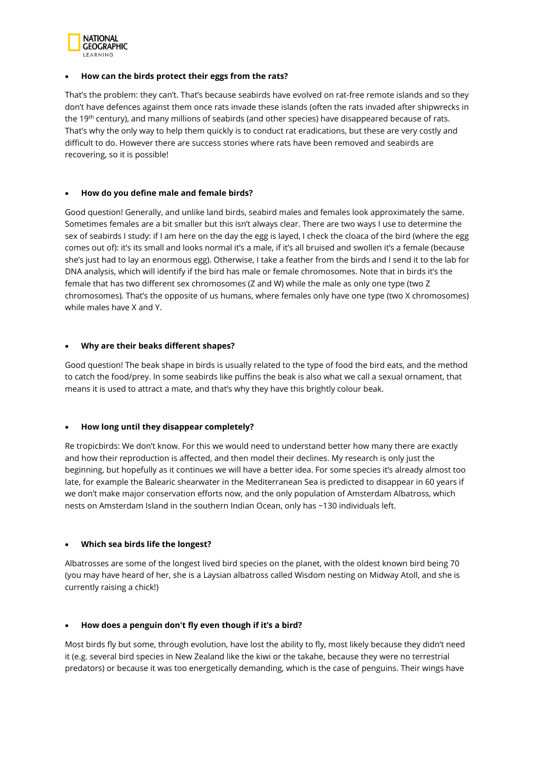- **How can the birds protect their eggs from the rats?**

That's the problem: they can't. That's because seabirds have evolved on rat-free remote islands and so they don't have defences against them once rats invade these islands (often the rats invaded after shipwrecks in the 19th century), and many millions of seabirds (and other species) have disappeared because of rats. That's why the only way to help them quickly is to conduct rat eradications, but these are very costly and difficult to do. However there are success stories where rats have been removed and seabirds are recovering, so it is possible!

- **How do you define male and female birds?**

Good question! Generally, and unlike land birds, seabird males and females look approximately the same. Sometimes females are a bit smaller but this isn't always clear. There are two ways I use to determine the sex of seabirds I study: if I am here on the day the egg is layed, I check the cloaca of the bird (where the egg comes out of): it's its small and looks normal it's a male, if it's all bruised and swollen it's a female (because she's just had to lay an enormous egg). Otherwise, I take a feather from the birds and I send it to the lab for DNA analysis, which will identify if the bird has male or female chromosomes. Note that in birds it's the female that has two different sex chromosomes (Z and W) while the male as only one type (two Z chromosomes). That's the opposite of us humans, where females only have one type (two X chromosomes) while males have X and Y.

- **Why are their beaks different shapes?**

Good question! The beak shape in birds is usually related to the type of food the bird eats, and the method to catch the food/prey. In some seabirds like puffins the beak is also what we call a sexual ornament, that means it is used to attract a mate, and that's why they have this brightly colour beak.

- **How long until they disappear completely?**

Re tropicbirds: We don't know. For this we would need to understand better how many there are exactly and how their reproduction is affected, and then model their declines. My research is only just the beginning, but hopefully as it continues we will have a better idea. For some species it's already almost too late, for example the Balearic shearwater in the Mediterranean Sea is predicted to disappear in 60 years if we don't make major conservation efforts now, and the only population of Amsterdam Albatross, which nests on Amsterdam Island in the southern Indian Ocean, only has ~130 individuals left.

- **Which sea birds life the longest?**

Albatrosses are some of the longest lived bird species on the planet, with the oldest known bird being 70 (you may have heard of her, she is a Laysian albatross called Wisdom nesting on Midway Atoll, and she is currently raising a chick!)

- **How does a penguin don't fly even though if it's a bird?**

Most birds fly but some, through evolution, have lost the ability to fly, most likely because they didn't need it (e.g. several bird species in New Zealand like the kiwi or the takahe, because they were no terrestrial predators) or because it was too energetically demanding, which is the case of penguins. Their wings have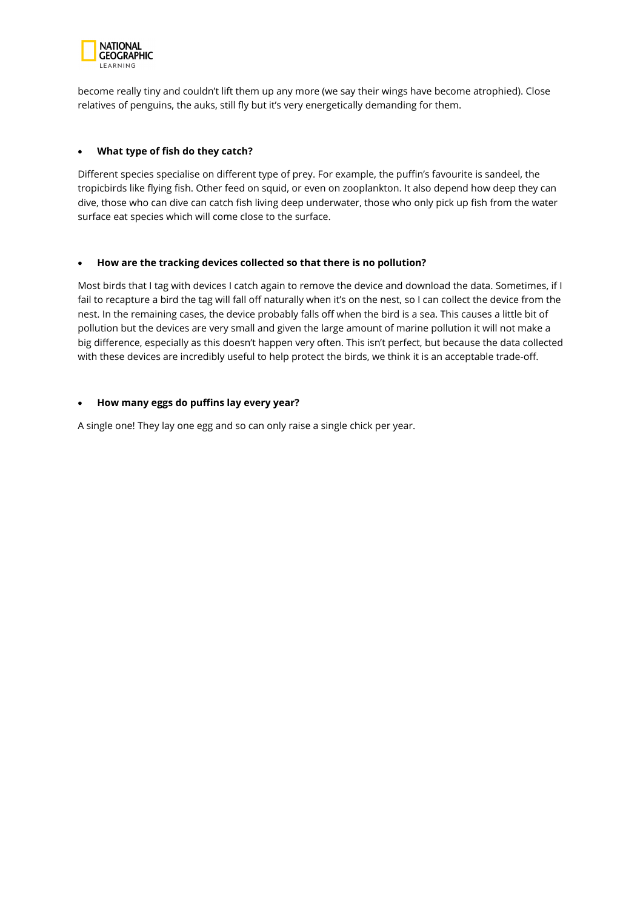become really tiny and couldn't lift them up any more (we say their wings have become atrophied). Close relatives of penguins, the auks, still fly but it's very energetically demanding for them.

- **What type of fish do they catch?**

Different species specialise on different type of prey. For example, the puffin's favourite is sandeel, the tropicbirds like flying fish. Other feed on squid, or even on zooplankton. It also depend how deep they can dive, those who can dive can catch fish living deep underwater, those who only pick up fish from the water surface eat species which will come close to the surface.

- **How are the tracking devices collected so that there is no pollution?**

Most birds that I tag with devices I catch again to remove the device and download the data. Sometimes, if I fail to recapture a bird the tag will fall off naturally when it's on the nest, so I can collect the device from the nest. In the remaining cases, the device probably falls off when the bird is a sea. This causes a little bit of pollution but the devices are very small and given the large amount of marine pollution it will not make a big difference, especially as this doesn't happen very often. This isn't perfect, but because the data collected with these devices are incredibly useful to help protect the birds, we think it is an acceptable trade-off.

- **How many eggs do puffins lay every year?**

A single one! They lay one egg and so can only raise a single chick per year.